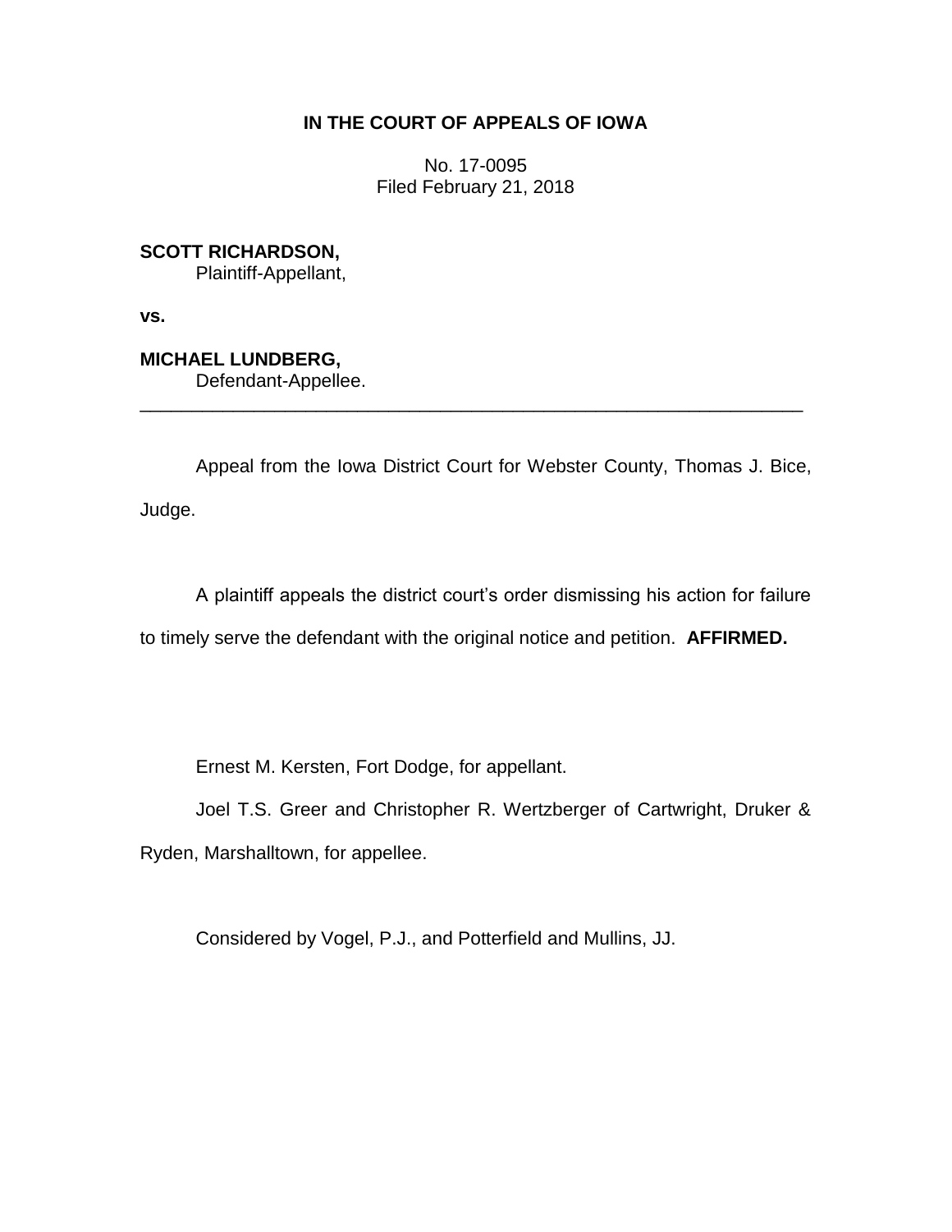## IN THE COURT OF APPEALS OF IOWA

No. 17-0095
Filed February 21, 2018

**SCOTT RICHARDSON,**
Plaintiff-Appellant,

**vs.**

**MICHAEL LUNDBERG,**
Defendant-Appellee.

---

Appeal from the Iowa District Court for Webster County, Thomas J. Bice, Judge.

A plaintiff appeals the district court's order dismissing his action for failure to timely serve the defendant with the original notice and petition. **AFFIRMED.**

Ernest M. Kersten, Fort Dodge, for appellant.

Joel T.S. Greer and Christopher R. Wertzberger of Cartwright, Druker & Ryden, Marshalltown, for appellee.

Considered by Vogel, P.J., and Potterfield and Mullins, JJ.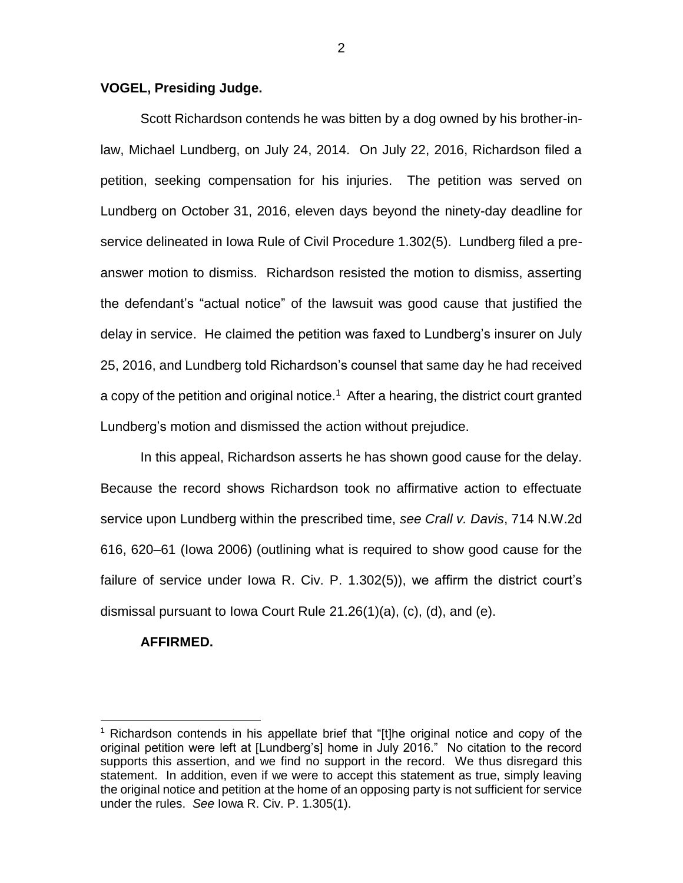**VOGEL, Presiding Judge.**

Scott Richardson contends he was bitten by a dog owned by his brother-in-law, Michael Lundberg, on July 24, 2014. On July 22, 2016, Richardson filed a petition, seeking compensation for his injuries. The petition was served on Lundberg on October 31, 2016, eleven days beyond the ninety-day deadline for service delineated in Iowa Rule of Civil Procedure 1.302(5). Lundberg filed a pre-answer motion to dismiss. Richardson resisted the motion to dismiss, asserting the defendant's "actual notice" of the lawsuit was good cause that justified the delay in service. He claimed the petition was faxed to Lundberg's insurer on July 25, 2016, and Lundberg told Richardson's counsel that same day he had received a copy of the petition and original notice.[1] After a hearing, the district court granted Lundberg's motion and dismissed the action without prejudice.

In this appeal, Richardson asserts he has shown good cause for the delay. Because the record shows Richardson took no affirmative action to effectuate service upon Lundberg within the prescribed time, *see Crall v. Davis*, 714 N.W.2d 616, 620–61 (Iowa 2006) (outlining what is required to show good cause for the failure of service under Iowa R. Civ. P. 1.302(5)), we affirm the district court's dismissal pursuant to Iowa Court Rule 21.26(1)(a), (c), (d), and (e).

**AFFIRMED.**

---

[1] Richardson contends in his appellate brief that "[t]he original notice and copy of the original petition were left at [Lundberg's] home in July 2016." No citation to the record supports this assertion, and we find no support in the record. We thus disregard this statement. In addition, even if we were to accept this statement as true, simply leaving the original notice and petition at the home of an opposing party is not sufficient for service under the rules. *See* Iowa R. Civ. P. 1.305(1).